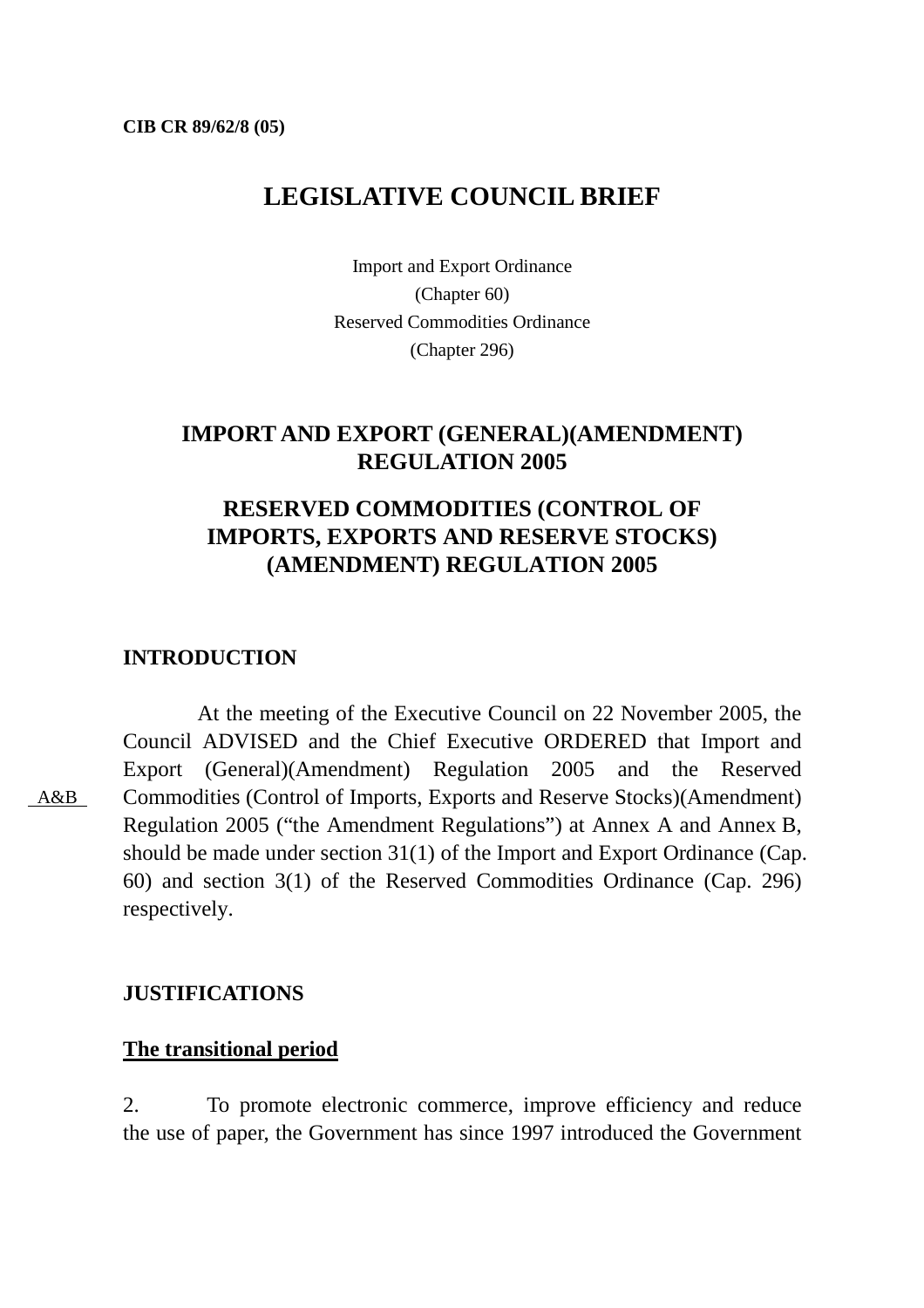**CIB CR 89/62/8 (05)**

# LEGISLATIVE COUNCIL BRIEF

Import and Export Ordinance
(Chapter 60)
Reserved Commodities Ordinance
(Chapter 296)

## IMPORT AND EXPORT (GENERAL)(AMENDMENT) REGULATION 2005

## RESERVED COMMODITIES (CONTROL OF IMPORTS, EXPORTS AND RESERVE STOCKS) (AMENDMENT) REGULATION 2005

### INTRODUCTION

A&B

At the meeting of the Executive Council on 22 November 2005, the Council ADVISED and the Chief Executive ORDERED that Import and Export (General)(Amendment) Regulation 2005 and the Reserved Commodities (Control of Imports, Exports and Reserve Stocks)(Amendment) Regulation 2005 ("the Amendment Regulations") at Annex A and Annex B, should be made under section 31(1) of the Import and Export Ordinance (Cap. 60) and section 3(1) of the Reserved Commodities Ordinance (Cap. 296) respectively.

### JUSTIFICATIONS

**<u>The transitional period</u>**

2. To promote electronic commerce, improve efficiency and reduce the use of paper, the Government has since 1997 introduced the Government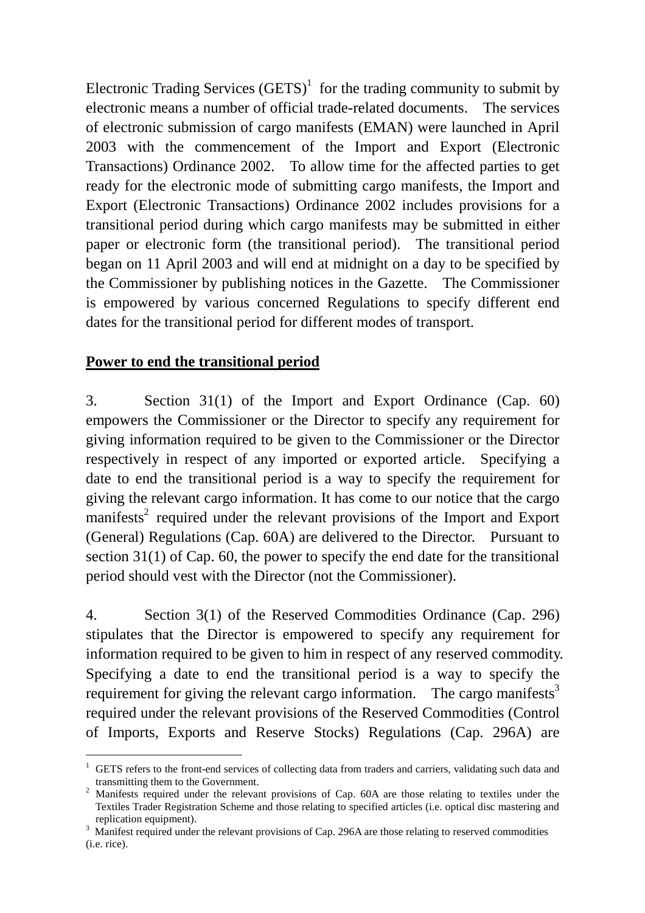Electronic Trading Services (GETS)[1] for the trading community to submit by electronic means a number of official trade-related documents. The services of electronic submission of cargo manifests (EMAN) were launched in April 2003 with the commencement of the Import and Export (Electronic Transactions) Ordinance 2002. To allow time for the affected parties to get ready for the electronic mode of submitting cargo manifests, the Import and Export (Electronic Transactions) Ordinance 2002 includes provisions for a transitional period during which cargo manifests may be submitted in either paper or electronic form (the transitional period). The transitional period began on 11 April 2003 and will end at midnight on a day to be specified by the Commissioner by publishing notices in the Gazette. The Commissioner is empowered by various concerned Regulations to specify different end dates for the transitional period for different modes of transport.

**<u>Power to end the transitional period</u>**

3. Section 31(1) of the Import and Export Ordinance (Cap. 60) empowers the Commissioner or the Director to specify any requirement for giving information required to be given to the Commissioner or the Director respectively in respect of any imported or exported article. Specifying a date to end the transitional period is a way to specify the requirement for giving the relevant cargo information. It has come to our notice that the cargo manifests[2] required under the relevant provisions of the Import and Export (General) Regulations (Cap. 60A) are delivered to the Director. Pursuant to section 31(1) of Cap. 60, the power to specify the end date for the transitional period should vest with the Director (not the Commissioner).

4. Section 3(1) of the Reserved Commodities Ordinance (Cap. 296) stipulates that the Director is empowered to specify any requirement for information required to be given to him in respect of any reserved commodity. Specifying a date to end the transitional period is a way to specify the requirement for giving the relevant cargo information. The cargo manifests[3] required under the relevant provisions of the Reserved Commodities (Control of Imports, Exports and Reserve Stocks) Regulations (Cap. 296A) are

---

[1] GETS refers to the front-end services of collecting data from traders and carriers, validating such data and transmitting them to the Government.

[2] Manifests required under the relevant provisions of Cap. 60A are those relating to textiles under the Textiles Trader Registration Scheme and those relating to specified articles (i.e. optical disc mastering and replication equipment).

[3] Manifest required under the relevant provisions of Cap. 296A are those relating to reserved commodities (i.e. rice).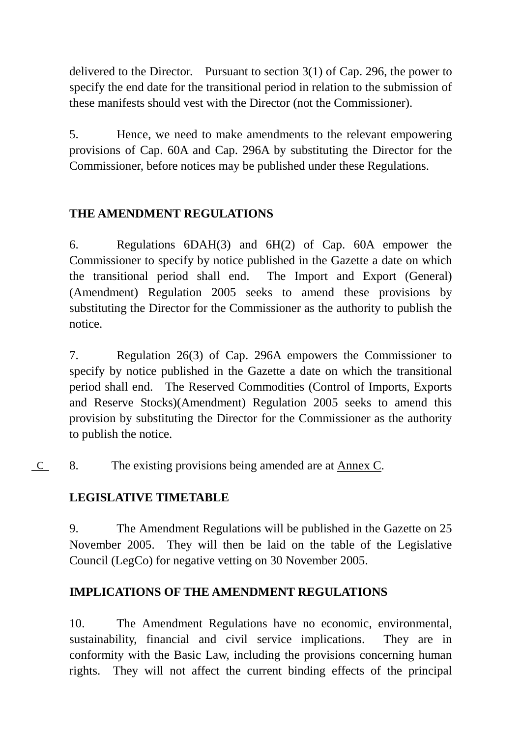delivered to the Director. Pursuant to section 3(1) of Cap. 296, the power to specify the end date for the transitional period in relation to the submission of these manifests should vest with the Director (not the Commissioner).

5. Hence, we need to make amendments to the relevant empowering provisions of Cap. 60A and Cap. 296A by substituting the Director for the Commissioner, before notices may be published under these Regulations.

## THE AMENDMENT REGULATIONS

6. Regulations 6DAH(3) and 6H(2) of Cap. 60A empower the Commissioner to specify by notice published in the Gazette a date on which the transitional period shall end. The Import and Export (General) (Amendment) Regulation 2005 seeks to amend these provisions by substituting the Director for the Commissioner as the authority to publish the notice.

7. Regulation 26(3) of Cap. 296A empowers the Commissioner to specify by notice published in the Gazette a date on which the transitional period shall end. The Reserved Commodities (Control of Imports, Exports and Reserve Stocks)(Amendment) Regulation 2005 seeks to amend this provision by substituting the Director for the Commissioner as the authority to publish the notice.

C 8. The existing provisions being amended are at Annex C.

## LEGISLATIVE TIMETABLE

9. The Amendment Regulations will be published in the Gazette on 25 November 2005. They will then be laid on the table of the Legislative Council (LegCo) for negative vetting on 30 November 2005.

## IMPLICATIONS OF THE AMENDMENT REGULATIONS

10. The Amendment Regulations have no economic, environmental, sustainability, financial and civil service implications. They are in conformity with the Basic Law, including the provisions concerning human rights. They will not affect the current binding effects of the principal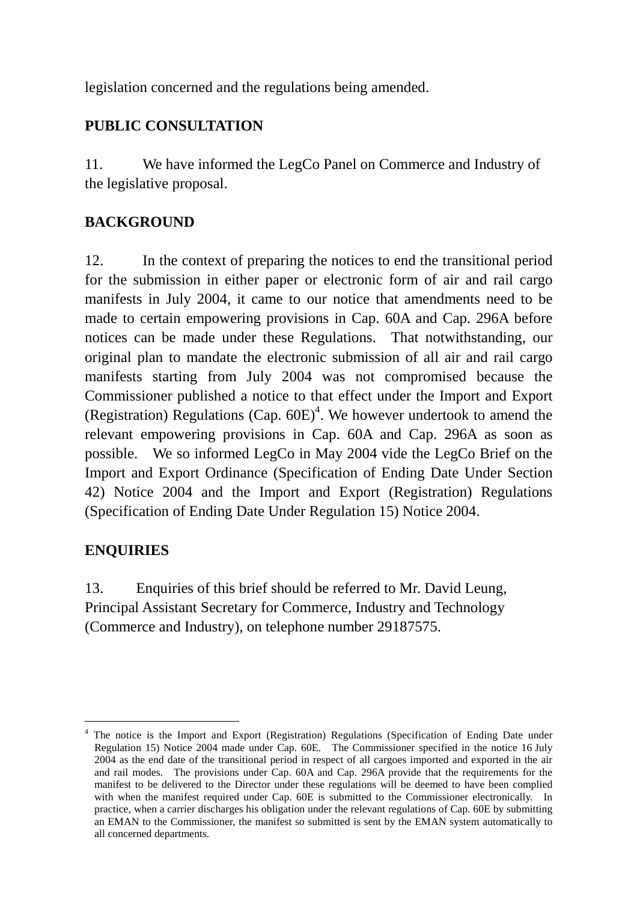legislation concerned and the regulations being amended.

## PUBLIC CONSULTATION

11. We have informed the LegCo Panel on Commerce and Industry of the legislative proposal.

## BACKGROUND

12. In the context of preparing the notices to end the transitional period for the submission in either paper or electronic form of air and rail cargo manifests in July 2004, it came to our notice that amendments need to be made to certain empowering provisions in Cap. 60A and Cap. 296A before notices can be made under these Regulations. That notwithstanding, our original plan to mandate the electronic submission of all air and rail cargo manifests starting from July 2004 was not compromised because the Commissioner published a notice to that effect under the Import and Export (Registration) Regulations (Cap. 60E)[4]. We however undertook to amend the relevant empowering provisions in Cap. 60A and Cap. 296A as soon as possible. We so informed LegCo in May 2004 vide the LegCo Brief on the Import and Export Ordinance (Specification of Ending Date Under Section 42) Notice 2004 and the Import and Export (Registration) Regulations (Specification of Ending Date Under Regulation 15) Notice 2004.

## ENQUIRIES

13. Enquiries of this brief should be referred to Mr. David Leung, Principal Assistant Secretary for Commerce, Industry and Technology (Commerce and Industry), on telephone number 29187575.

---

[4] The notice is the Import and Export (Registration) Regulations (Specification of Ending Date under Regulation 15) Notice 2004 made under Cap. 60E. The Commissioner specified in the notice 16 July 2004 as the end date of the transitional period in respect of all cargoes imported and exported in the air and rail modes. The provisions under Cap. 60A and Cap. 296A provide that the requirements for the manifest to be delivered to the Director under these regulations will be deemed to have been complied with when the manifest required under Cap. 60E is submitted to the Commissioner electronically. In practice, when a carrier discharges his obligation under the relevant regulations of Cap. 60E by submitting an EMAN to the Commissioner, the manifest so submitted is sent by the EMAN system automatically to all concerned departments.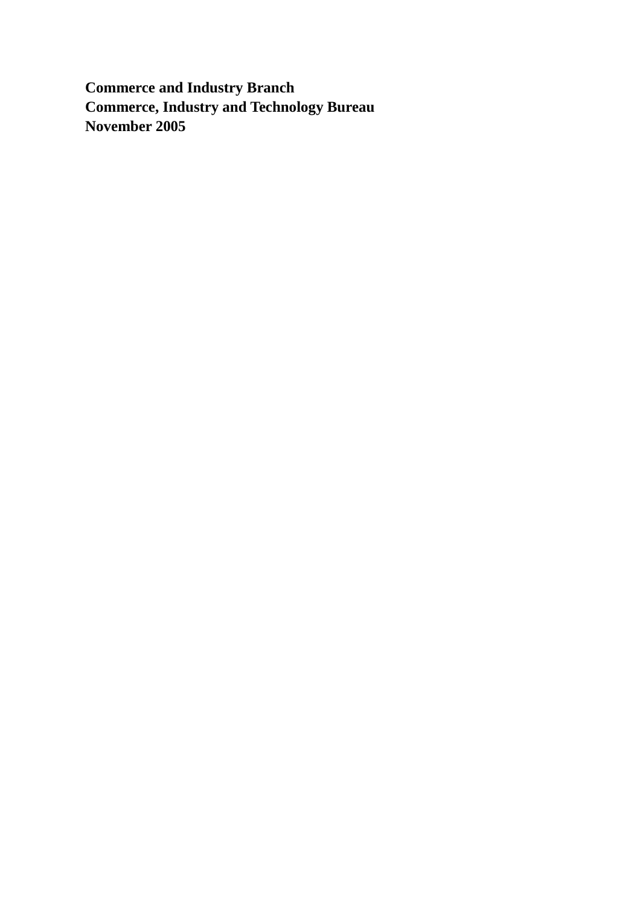**Commerce and Industry Branch**
**Commerce, Industry and Technology Bureau**
**November 2005**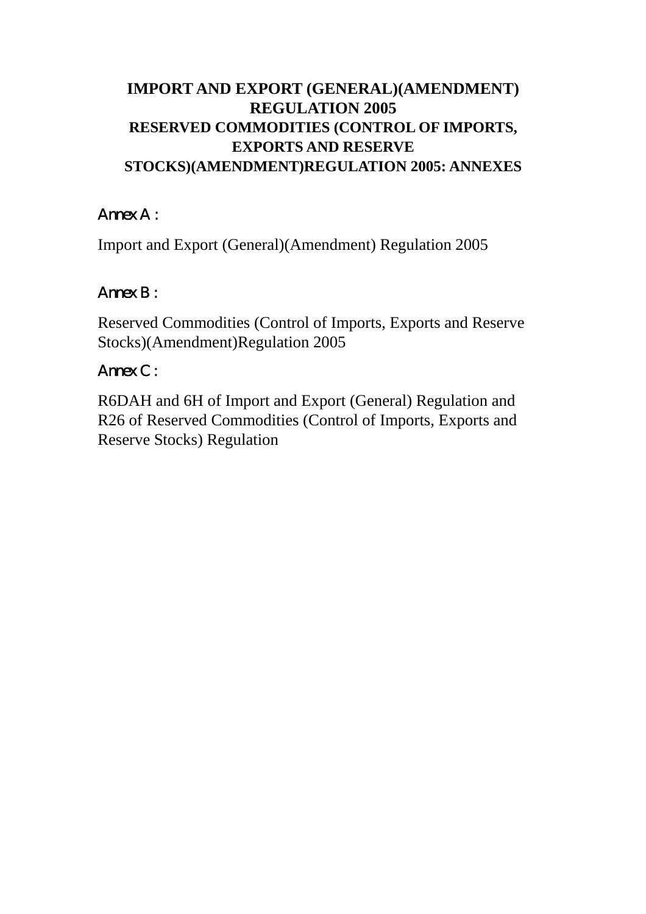# IMPORT AND EXPORT (GENERAL)(AMENDMENT) REGULATION 2005
# RESERVED COMMODITIES (CONTROL OF IMPORTS, EXPORTS AND RESERVE STOCKS)(AMENDMENT)REGULATION 2005: ANNEXES

## Annex A :

Import and Export (General)(Amendment) Regulation 2005

## Annex B :

Reserved Commodities (Control of Imports, Exports and Reserve Stocks)(Amendment)Regulation 2005

## Annex C :

R6DAH and 6H of Import and Export (General) Regulation and R26 of Reserved Commodities (Control of Imports, Exports and Reserve Stocks) Regulation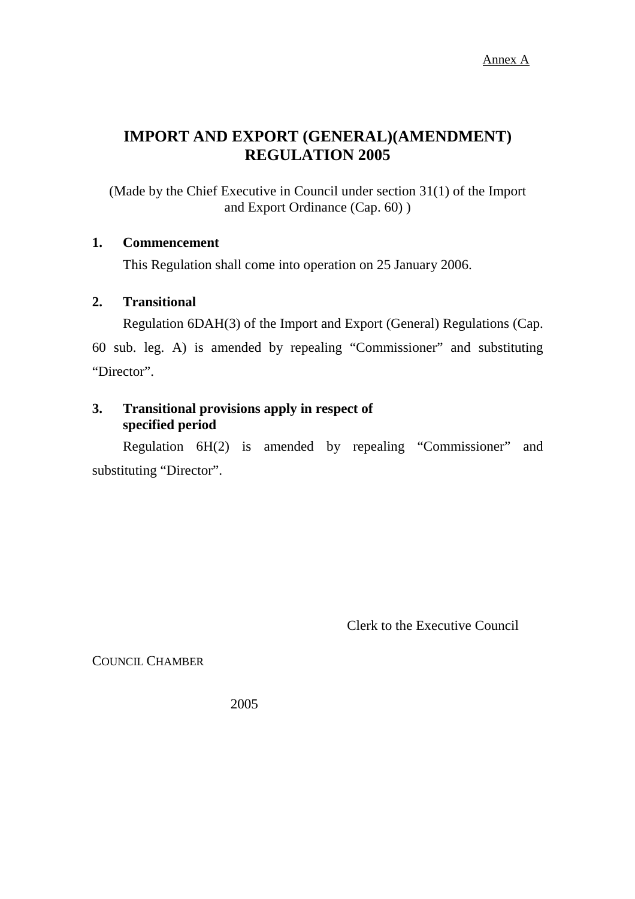Annex A

# IMPORT AND EXPORT (GENERAL)(AMENDMENT) REGULATION 2005

(Made by the Chief Executive in Council under section 31(1) of the Import and Export Ordinance (Cap. 60) )

**1. Commencement**

This Regulation shall come into operation on 25 January 2006.

**2. Transitional**

Regulation 6DAH(3) of the Import and Export (General) Regulations (Cap. 60 sub. leg. A) is amended by repealing "Commissioner" and substituting "Director".

**3. Transitional provisions apply in respect of specified period**

Regulation 6H(2) is amended by repealing "Commissioner" and substituting "Director".

Clerk to the Executive Council

COUNCIL CHAMBER

2005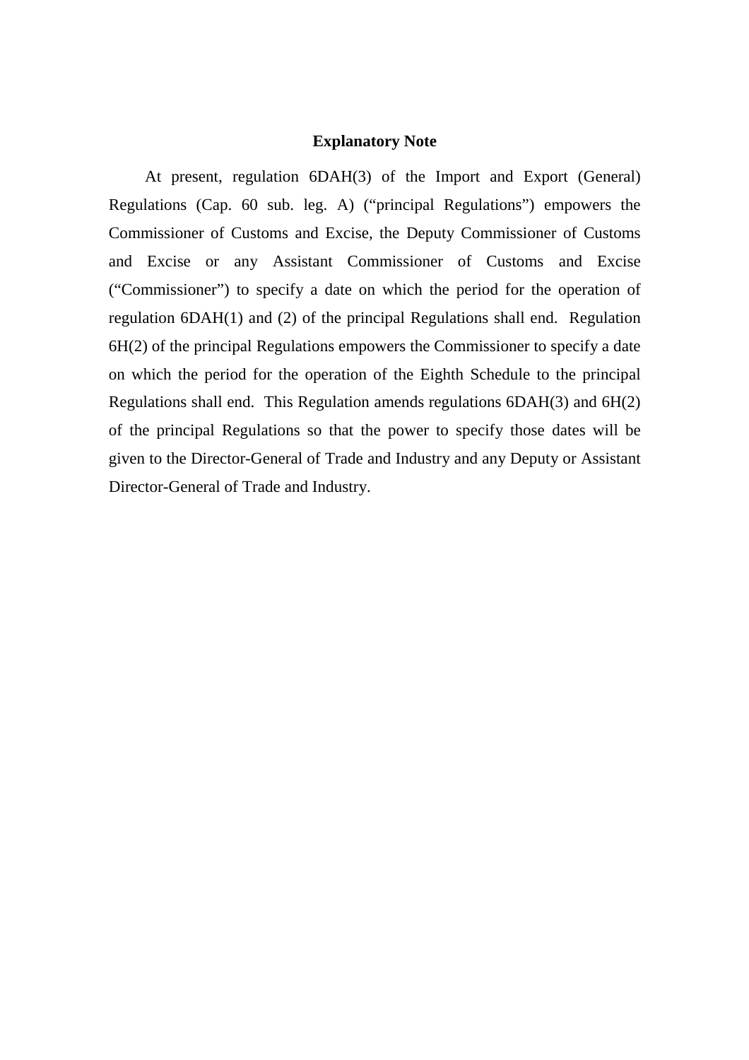## Explanatory Note

At present, regulation 6DAH(3) of the Import and Export (General) Regulations (Cap. 60 sub. leg. A) ("principal Regulations") empowers the Commissioner of Customs and Excise, the Deputy Commissioner of Customs and Excise or any Assistant Commissioner of Customs and Excise ("Commissioner") to specify a date on which the period for the operation of regulation 6DAH(1) and (2) of the principal Regulations shall end. Regulation 6H(2) of the principal Regulations empowers the Commissioner to specify a date on which the period for the operation of the Eighth Schedule to the principal Regulations shall end. This Regulation amends regulations 6DAH(3) and 6H(2) of the principal Regulations so that the power to specify those dates will be given to the Director-General of Trade and Industry and any Deputy or Assistant Director-General of Trade and Industry.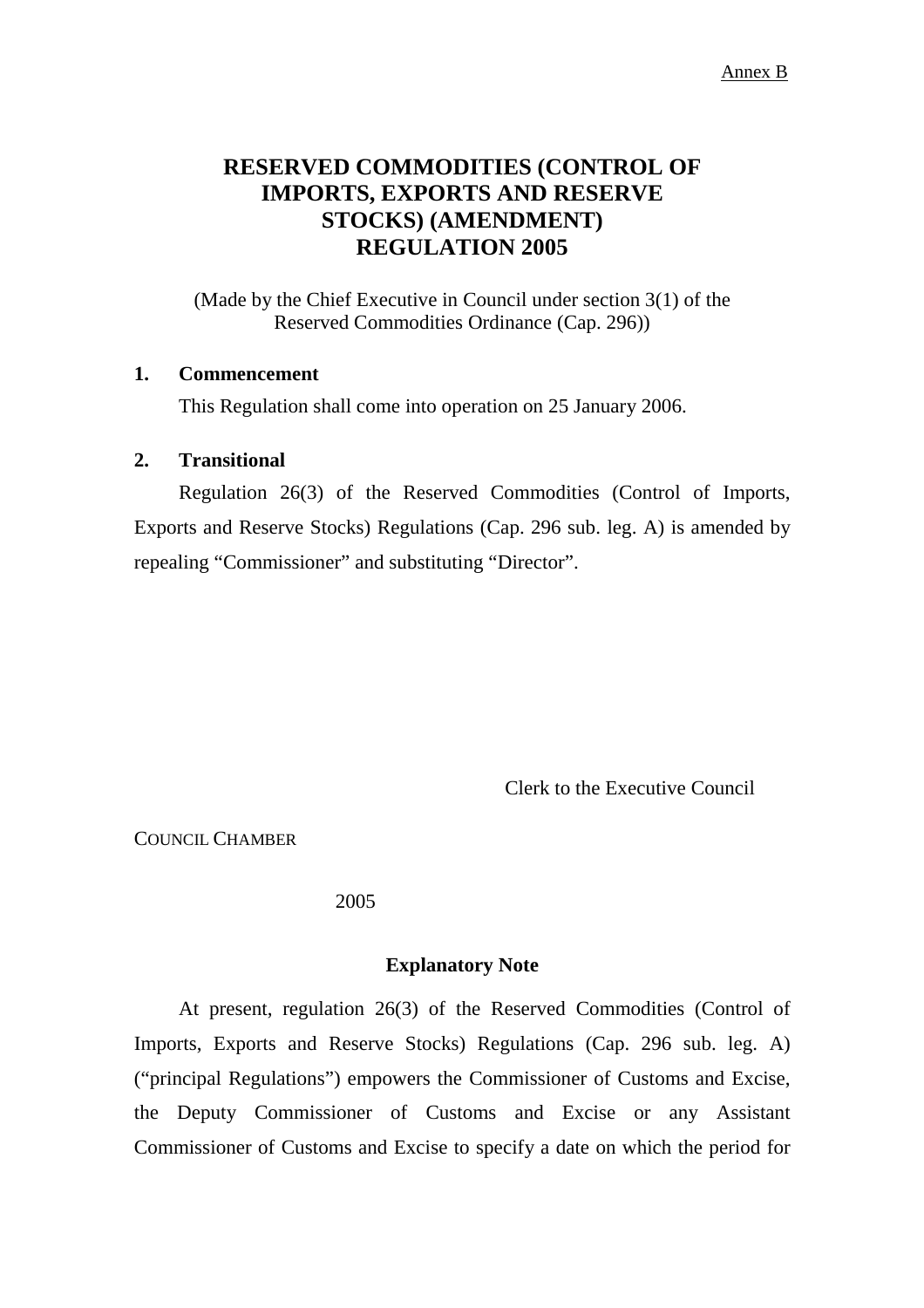Annex B

# RESERVED COMMODITIES (CONTROL OF IMPORTS, EXPORTS AND RESERVE STOCKS) (AMENDMENT) REGULATION 2005

(Made by the Chief Executive in Council under section 3(1) of the Reserved Commodities Ordinance (Cap. 296))

**1. Commencement**

This Regulation shall come into operation on 25 January 2006.

**2. Transitional**

Regulation 26(3) of the Reserved Commodities (Control of Imports, Exports and Reserve Stocks) Regulations (Cap. 296 sub. leg. A) is amended by repealing "Commissioner" and substituting "Director".

Clerk to the Executive Council

COUNCIL CHAMBER

2005

**Explanatory Note**

At present, regulation 26(3) of the Reserved Commodities (Control of Imports, Exports and Reserve Stocks) Regulations (Cap. 296 sub. leg. A) ("principal Regulations") empowers the Commissioner of Customs and Excise, the Deputy Commissioner of Customs and Excise or any Assistant Commissioner of Customs and Excise to specify a date on which the period for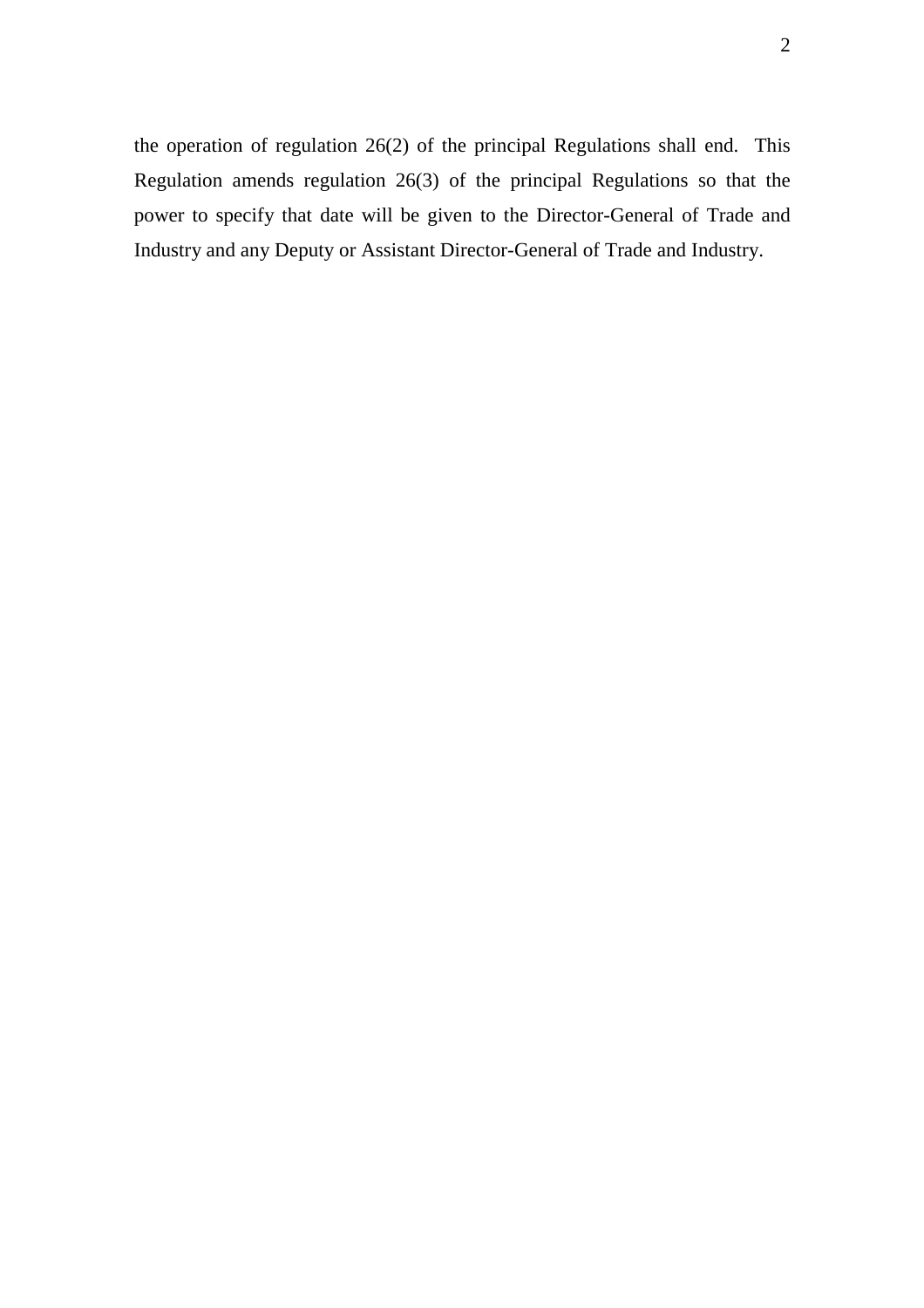the operation of regulation 26(2) of the principal Regulations shall end. This Regulation amends regulation 26(3) of the principal Regulations so that the power to specify that date will be given to the Director-General of Trade and Industry and any Deputy or Assistant Director-General of Trade and Industry.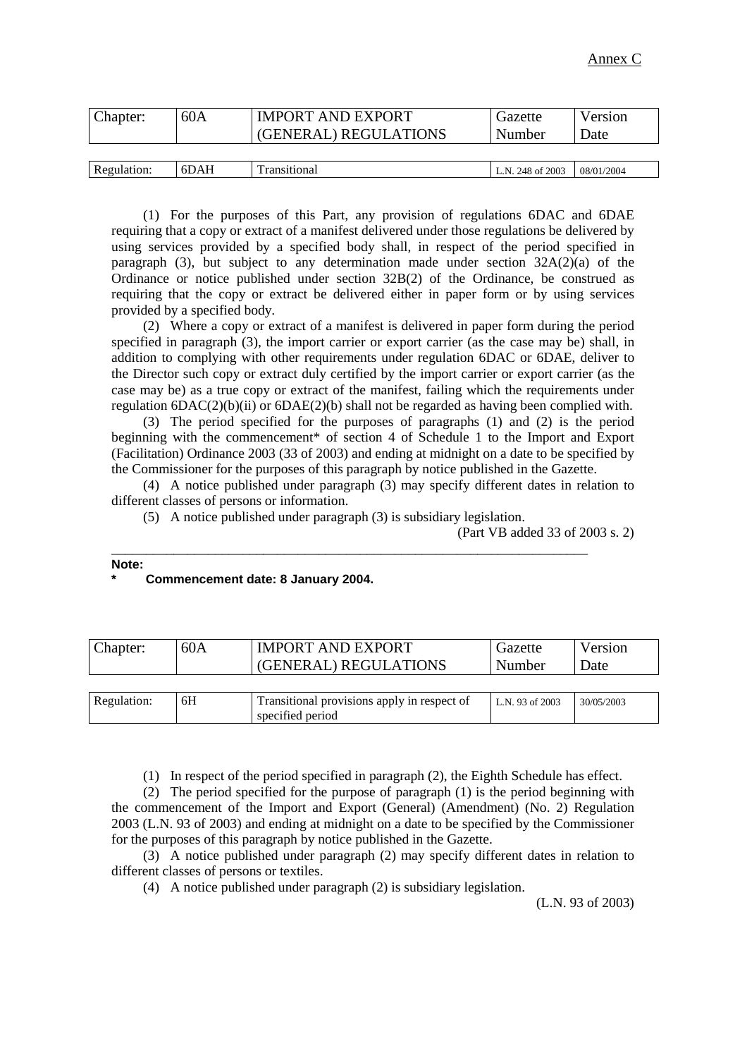Annex C

| Chapter: | 60A | IMPORT AND EXPORT (GENERAL) REGULATIONS | Gazette Number | Version Date |
|---|---|---|---|---|
| Regulation: | 6DAH | Transitional | L.N. 248 of 2003 | 08/01/2004 |

(1) For the purposes of this Part, any provision of regulations 6DAC and 6DAE requiring that a copy or extract of a manifest delivered under those regulations be delivered by using services provided by a specified body shall, in respect of the period specified in paragraph (3), but subject to any determination made under section 32A(2)(a) of the Ordinance or notice published under section 32B(2) of the Ordinance, be construed as requiring that the copy or extract be delivered either in paper form or by using services provided by a specified body.

(2) Where a copy or extract of a manifest is delivered in paper form during the period specified in paragraph (3), the import carrier or export carrier (as the case may be) shall, in addition to complying with other requirements under regulation 6DAC or 6DAE, deliver to the Director such copy or extract duly certified by the import carrier or export carrier (as the case may be) as a true copy or extract of the manifest, failing which the requirements under regulation 6DAC(2)(b)(ii) or 6DAE(2)(b) shall not be regarded as having been complied with.

(3) The period specified for the purposes of paragraphs (1) and (2) is the period beginning with the commencement* of section 4 of Schedule 1 to the Import and Export (Facilitation) Ordinance 2003 (33 of 2003) and ending at midnight on a date to be specified by the Commissioner for the purposes of this paragraph by notice published in the Gazette.

(4) A notice published under paragraph (3) may specify different dates in relation to different classes of persons or information.

(5) A notice published under paragraph (3) is subsidiary legislation.

(Part VB added 33 of 2003 s. 2)

---

**Note:**

**\* Commencement date: 8 January 2004.**

| Chapter: | 60A | IMPORT AND EXPORT (GENERAL) REGULATIONS | Gazette Number | Version Date |
|---|---|---|---|---|
| Regulation: | 6H | Transitional provisions apply in respect of specified period | L.N. 93 of 2003 | 30/05/2003 |

(1) In respect of the period specified in paragraph (2), the Eighth Schedule has effect.

(2) The period specified for the purpose of paragraph (1) is the period beginning with the commencement of the Import and Export (General) (Amendment) (No. 2) Regulation 2003 (L.N. 93 of 2003) and ending at midnight on a date to be specified by the Commissioner for the purposes of this paragraph by notice published in the Gazette.

(3) A notice published under paragraph (2) may specify different dates in relation to different classes of persons or textiles.

(4) A notice published under paragraph (2) is subsidiary legislation.

(L.N. 93 of 2003)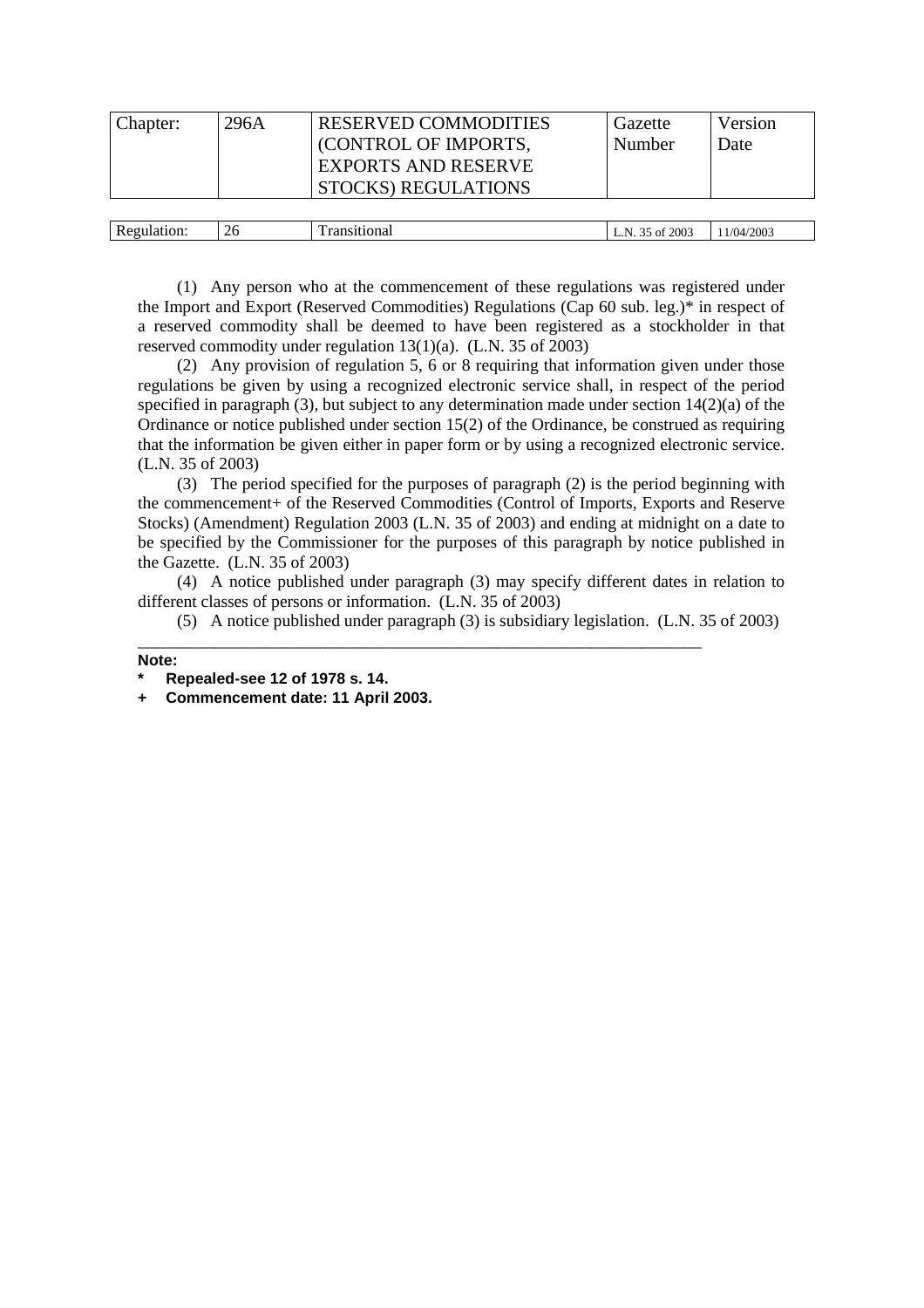| Chapter: | 296A | RESERVED COMMODITIES (CONTROL OF IMPORTS, EXPORTS AND RESERVE STOCKS) REGULATIONS | Gazette Number | Version Date |
|---|---|---|---|---|
| Regulation: | 26 | Transitional | L.N. 35 of 2003 | 11/04/2003 |

(1) Any person who at the commencement of these regulations was registered under the Import and Export (Reserved Commodities) Regulations (Cap 60 sub. leg.)* in respect of a reserved commodity shall be deemed to have been registered as a stockholder in that reserved commodity under regulation 13(1)(a). (L.N. 35 of 2003)

(2) Any provision of regulation 5, 6 or 8 requiring that information given under those regulations be given by using a recognized electronic service shall, in respect of the period specified in paragraph (3), but subject to any determination made under section 14(2)(a) of the Ordinance or notice published under section 15(2) of the Ordinance, be construed as requiring that the information be given either in paper form or by using a recognized electronic service. (L.N. 35 of 2003)

(3) The period specified for the purposes of paragraph (2) is the period beginning with the commencement+ of the Reserved Commodities (Control of Imports, Exports and Reserve Stocks) (Amendment) Regulation 2003 (L.N. 35 of 2003) and ending at midnight on a date to be specified by the Commissioner for the purposes of this paragraph by notice published in the Gazette. (L.N. 35 of 2003)

(4) A notice published under paragraph (3) may specify different dates in relation to different classes of persons or information. (L.N. 35 of 2003)

(5) A notice published under paragraph (3) is subsidiary legislation. (L.N. 35 of 2003)

---

**Note:**

**\* Repealed-see 12 of 1978 s. 14.**

**+ Commencement date: 11 April 2003.**